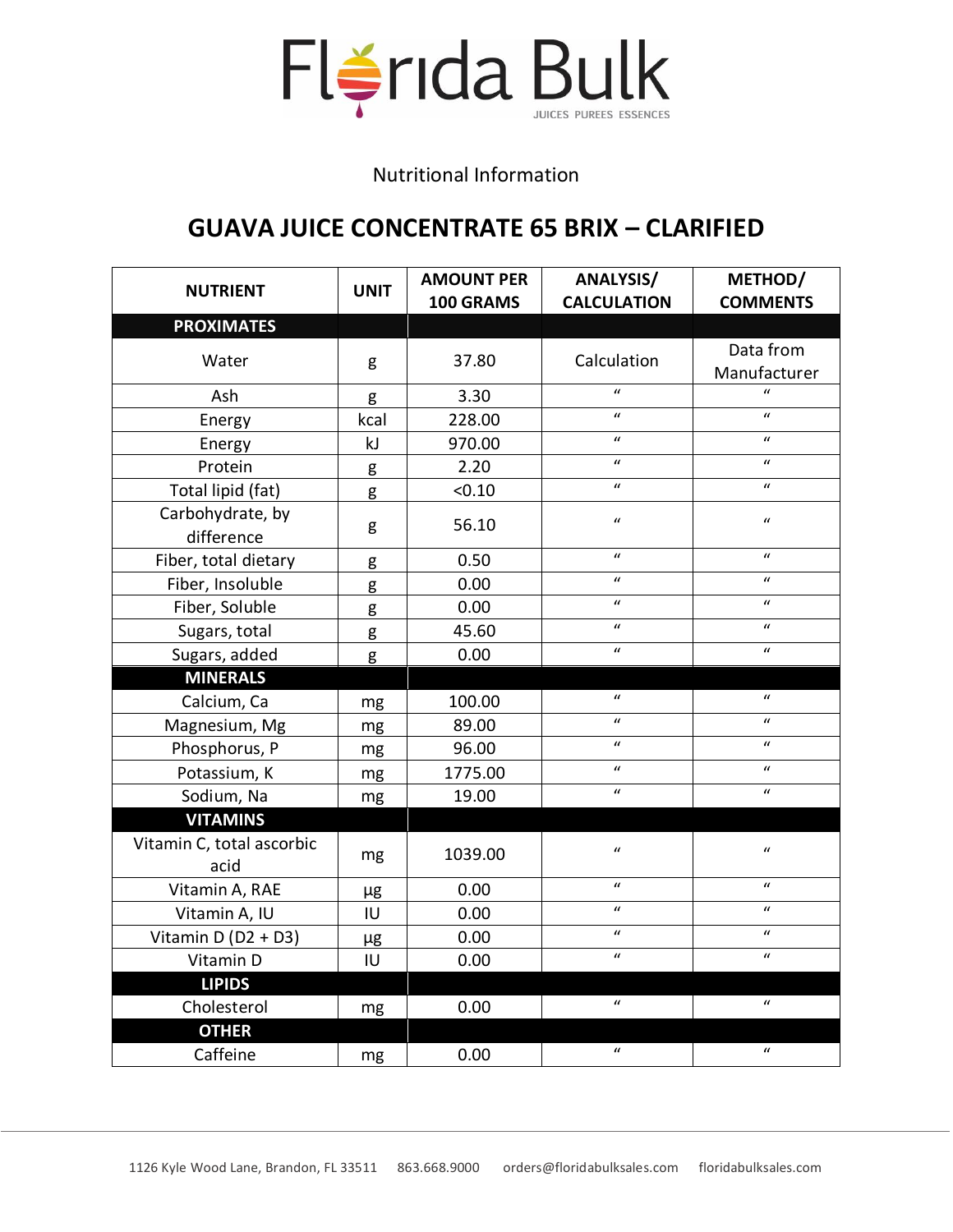# Florida Bulk

JUICES PUREES ESSENCES

Nutritional Information

## GUAVA JUICE CONCENTRATE 65 BRIX – CLARIFIED

| NUTRIENT | UNIT | AMOUNT PER 100 GRAMS | ANALYSIS/ CALCULATION | METHOD/ COMMENTS |
|---|---|---|---|---|
| **PROXIMATES** | | | | |
| Water | g | 37.80 | Calculation | Data from Manufacturer |
| Ash | g | 3.30 | " | " |
| Energy | kcal | 228.00 | " | " |
| Energy | kJ | 970.00 | " | " |
| Protein | g | 2.20 | " | " |
| Total lipid (fat) | g | <0.10 | " | " |
| Carbohydrate, by difference | g | 56.10 | " | " |
| Fiber, total dietary | g | 0.50 | " | " |
| Fiber, Insoluble | g | 0.00 | " | " |
| Fiber, Soluble | g | 0.00 | " | " |
| Sugars, total | g | 45.60 | " | " |
| Sugars, added | g | 0.00 | " | " |
| **MINERALS** | | | | |
| Calcium, Ca | mg | 100.00 | " | " |
| Magnesium, Mg | mg | 89.00 | " | " |
| Phosphorus, P | mg | 96.00 | " | " |
| Potassium, K | mg | 1775.00 | " | " |
| Sodium, Na | mg | 19.00 | " | " |
| **VITAMINS** | | | | |
| Vitamin C, total ascorbic acid | mg | 1039.00 | " | " |
| Vitamin A, RAE | µg | 0.00 | " | " |
| Vitamin A, IU | IU | 0.00 | " | " |
| Vitamin D (D2 + D3) | µg | 0.00 | " | " |
| Vitamin D | IU | 0.00 | " | " |
| **LIPIDS** | | | | |
| Cholesterol | mg | 0.00 | " | " |
| **OTHER** | | | | |
| Caffeine | mg | 0.00 | " | " |

1126 Kyle Wood Lane, Brandon, FL 33511 863.668.9000 orders@floridabulksales.com floridabulksales.com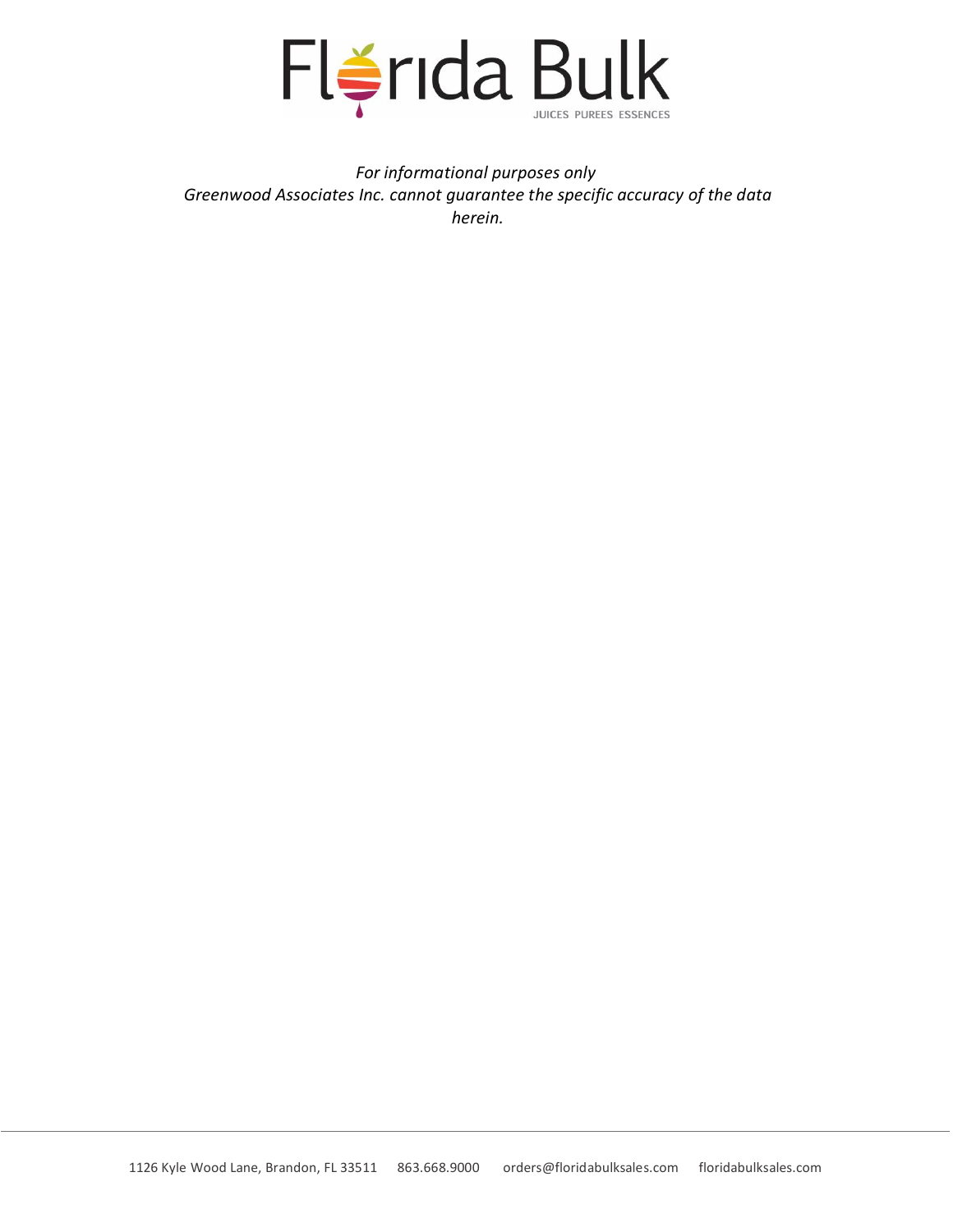*For informational purposes only*
*Greenwood Associates Inc. cannot guarantee the specific accuracy of the data herein.*